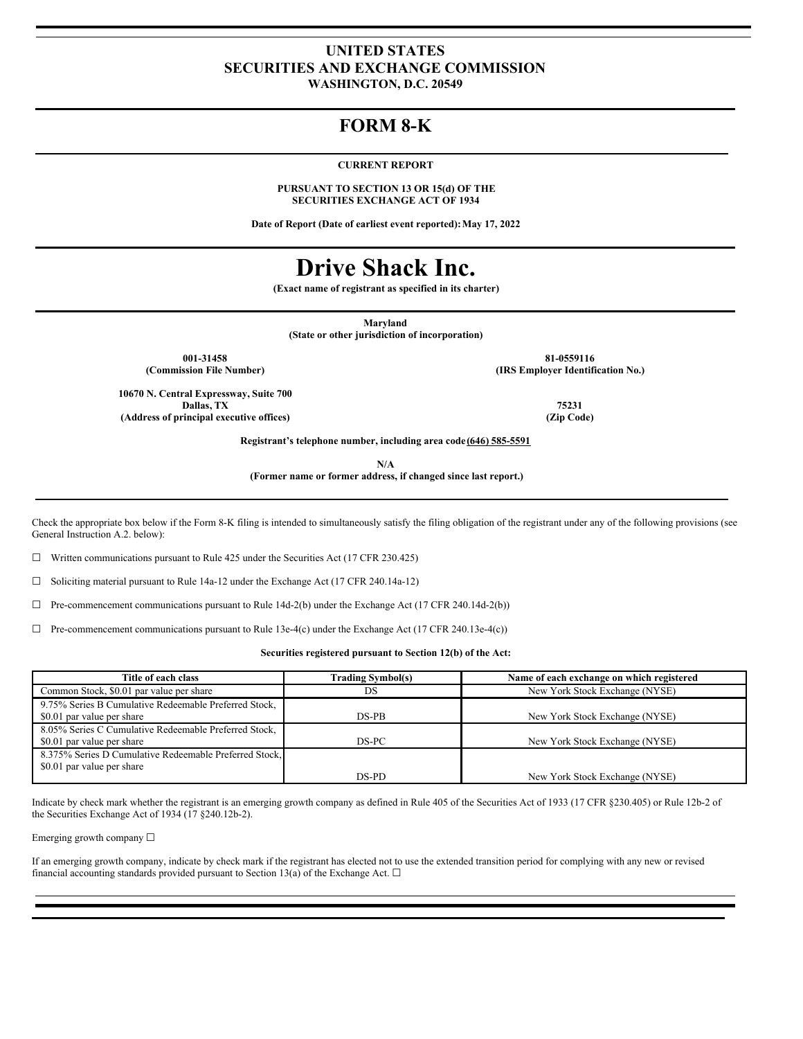# UNITED STATES
# SECURITIES AND EXCHANGE COMMISSION
**WASHINGTON, D.C. 20549**

# FORM 8-K

**CURRENT REPORT**

**PURSUANT TO SECTION 13 OR 15(d) OF THE SECURITIES EXCHANGE ACT OF 1934**

**Date of Report (Date of earliest event reported): May 17, 2022**

# Drive Shack Inc.

**(Exact name of registrant as specified in its charter)**

**Maryland**
**(State or other jurisdiction of incorporation)**

| | |
|---|---|
| **001-31458** | **81-0559116** |
| **(Commission File Number)** | **(IRS Employer Identification No.)** |

| | |
|---|---|
| **10670 N. Central Expressway, Suite 700** | |
| **Dallas, TX** | **75231** |
| **(Address of principal executive offices)** | **(Zip Code)** |

**Registrant's telephone number, including area code (646) 585-5591**

**N/A**
**(Former name or former address, if changed since last report.)**

Check the appropriate box below if the Form 8-K filing is intended to simultaneously satisfy the filing obligation of the registrant under any of the following provisions (see General Instruction A.2. below):

☐ Written communications pursuant to Rule 425 under the Securities Act (17 CFR 230.425)

☐ Soliciting material pursuant to Rule 14a-12 under the Exchange Act (17 CFR 240.14a-12)

☐ Pre-commencement communications pursuant to Rule 14d-2(b) under the Exchange Act (17 CFR 240.14d-2(b))

☐ Pre-commencement communications pursuant to Rule 13e-4(c) under the Exchange Act (17 CFR 240.13e-4(c))

**Securities registered pursuant to Section 12(b) of the Act:**

| Title of each class | Trading Symbol(s) | Name of each exchange on which registered |
|---|---|---|
| Common Stock, $0.01 par value per share | DS | New York Stock Exchange (NYSE) |
| 9.75% Series B Cumulative Redeemable Preferred Stock, $0.01 par value per share | DS-PB | New York Stock Exchange (NYSE) |
| 8.05% Series C Cumulative Redeemable Preferred Stock, $0.01 par value per share | DS-PC | New York Stock Exchange (NYSE) |
| 8.375% Series D Cumulative Redeemable Preferred Stock, $0.01 par value per share | DS-PD | New York Stock Exchange (NYSE) |

Indicate by check mark whether the registrant is an emerging growth company as defined in Rule 405 of the Securities Act of 1933 (17 CFR §230.405) or Rule 12b-2 of the Securities Exchange Act of 1934 (17 §240.12b-2).

Emerging growth company ☐

If an emerging growth company, indicate by check mark if the registrant has elected not to use the extended transition period for complying with any new or revised financial accounting standards provided pursuant to Section 13(a) of the Exchange Act. ☐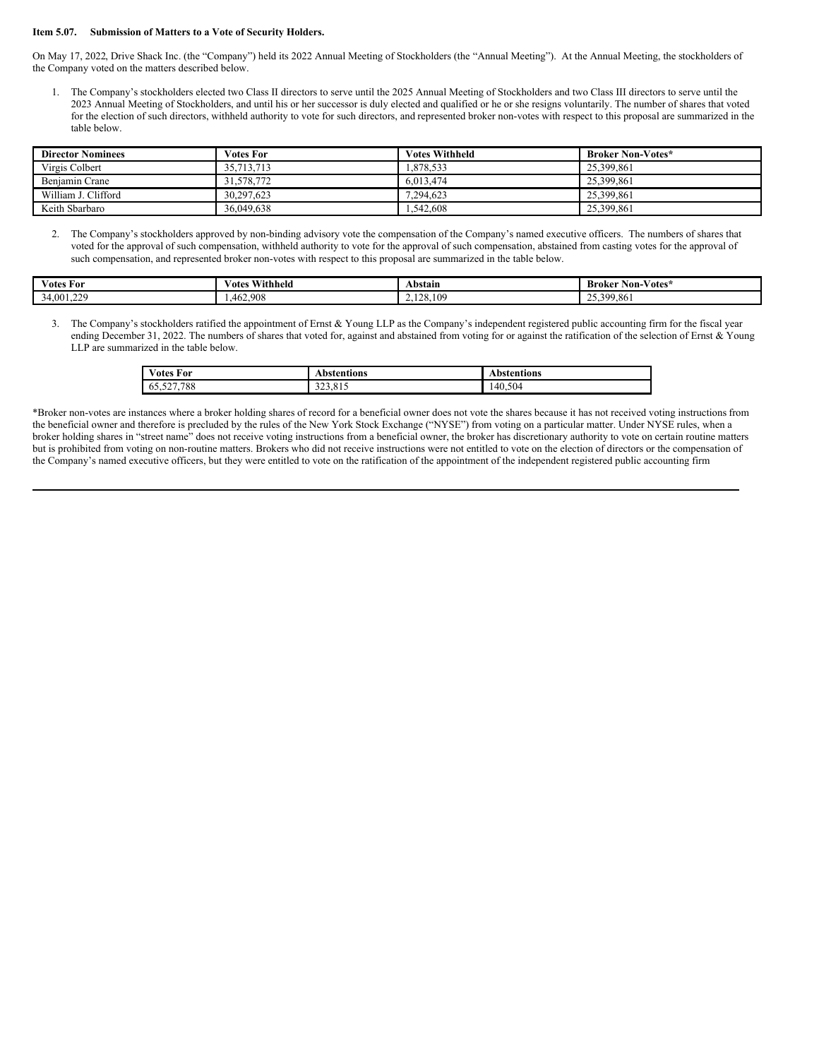**Item 5.07. Submission of Matters to a Vote of Security Holders.**

On May 17, 2022, Drive Shack Inc. (the "Company") held its 2022 Annual Meeting of Stockholders (the "Annual Meeting"). At the Annual Meeting, the stockholders of the Company voted on the matters described below.

1. The Company's stockholders elected two Class II directors to serve until the 2025 Annual Meeting of Stockholders and two Class III directors to serve until the 2023 Annual Meeting of Stockholders, and until his or her successor is duly elected and qualified or he or she resigns voluntarily. The number of shares that voted for the election of such directors, withheld authority to vote for such directors, and represented broker non-votes with respect to this proposal are summarized in the table below.

| Director Nominees | Votes For | Votes Withheld | Broker Non-Votes* |
|---|---|---|---|
| Virgis Colbert | 35,713,713 | 1,878,533 | 25,399,861 |
| Benjamin Crane | 31,578,772 | 6,013,474 | 25,399,861 |
| William J. Clifford | 30,297,623 | 7,294,623 | 25,399,861 |
| Keith Sbarbaro | 36,049,638 | 1,542,608 | 25,399,861 |

2. The Company's stockholders approved by non-binding advisory vote the compensation of the Company's named executive officers. The numbers of shares that voted for the approval of such compensation, withheld authority to vote for the approval of such compensation, abstained from casting votes for the approval of such compensation, and represented broker non-votes with respect to this proposal are summarized in the table below.

| Votes For | Votes Withheld | Abstain | Broker Non-Votes* |
|---|---|---|---|
| 34,001,229 | 1,462,908 | 2,128,109 | 25,399,861 |

3. The Company's stockholders ratified the appointment of Ernst & Young LLP as the Company's independent registered public accounting firm for the fiscal year ending December 31, 2022. The numbers of shares that voted for, against and abstained from voting for or against the ratification of the selection of Ernst & Young LLP are summarized in the table below.

| Votes For | Abstentions | Abstentions |
|---|---|---|
| 65,527,788 | 323,815 | 140,504 |

*Broker non-votes are instances where a broker holding shares of record for a beneficial owner does not vote the shares because it has not received voting instructions from the beneficial owner and therefore is precluded by the rules of the New York Stock Exchange ("NYSE") from voting on a particular matter. Under NYSE rules, when a broker holding shares in "street name" does not receive voting instructions from a beneficial owner, the broker has discretionary authority to vote on certain routine matters but is prohibited from voting on non-routine matters. Brokers who did not receive instructions were not entitled to vote on the election of directors or the compensation of the Company's named executive officers, but they were entitled to vote on the ratification of the appointment of the independent registered public accounting firm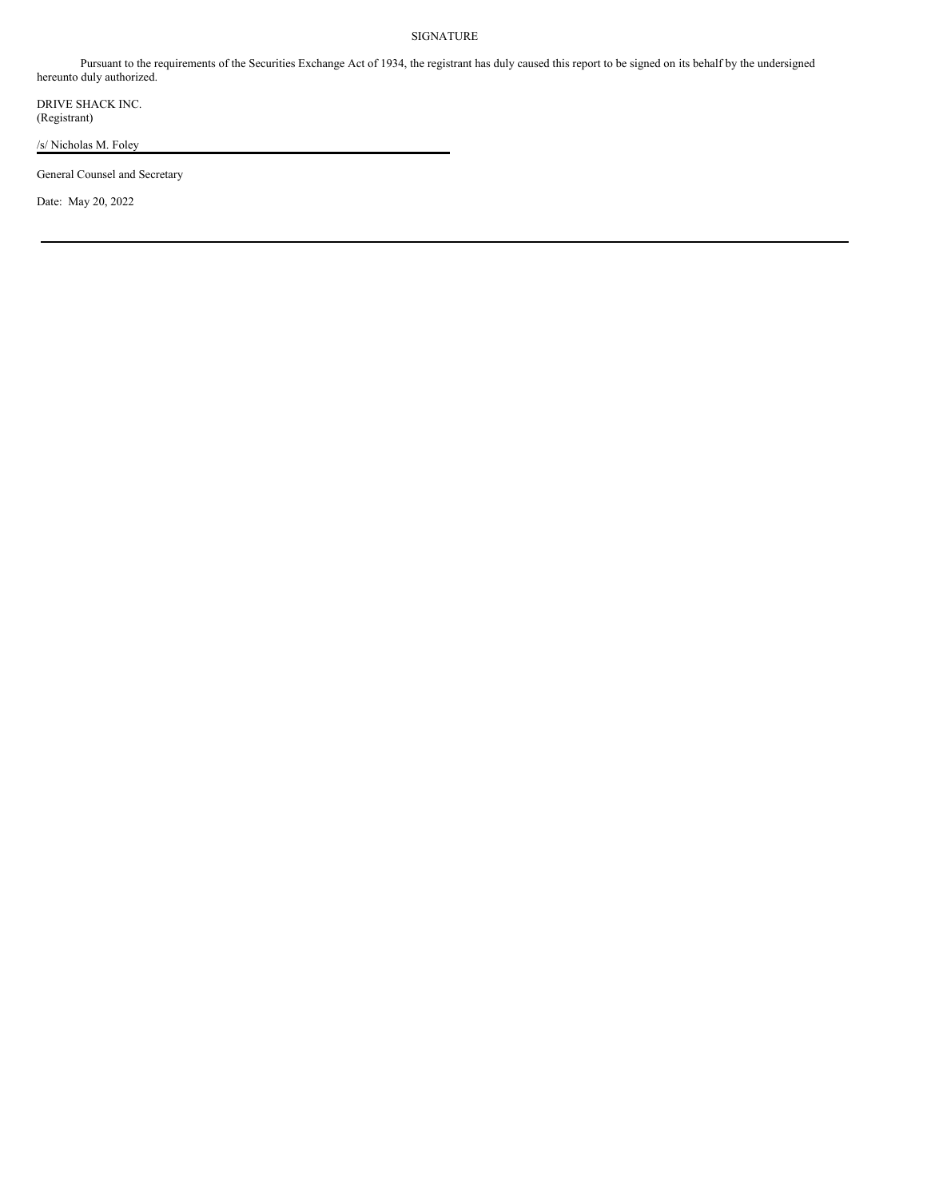SIGNATURE

Pursuant to the requirements of the Securities Exchange Act of 1934, the registrant has duly caused this report to be signed on its behalf by the undersigned hereunto duly authorized.

DRIVE SHACK INC.
(Registrant)

/s/ Nicholas M. Foley

General Counsel and Secretary

Date: May 20, 2022